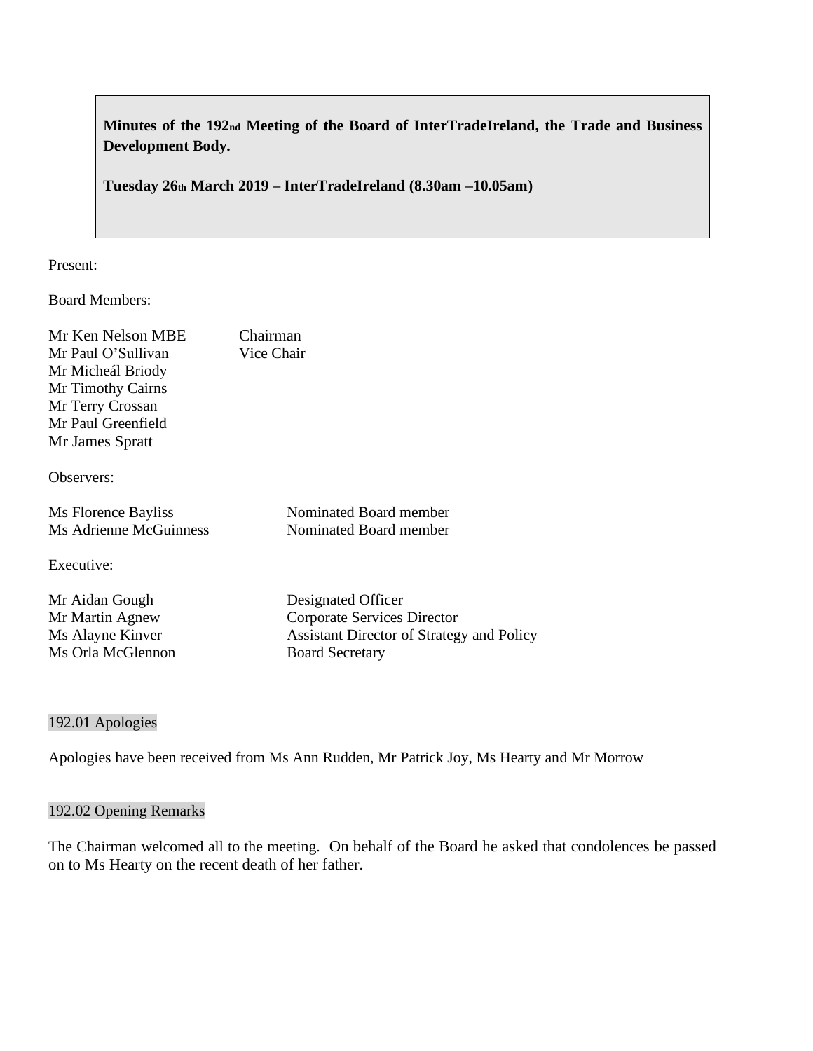**Minutes of the 192nd Meeting of the Board of InterTradeIreland, the Trade and Business Development Body.**

**Tuesday 26th March 2019 – InterTradeIreland (8.30am –10.05am)**

Present:

Board Members:

| | |
|---|---|
| Mr Ken Nelson MBE | Chairman |
| Mr Paul O'Sullivan | Vice Chair |
| Mr Micheál Briody | |
| Mr Timothy Cairns | |
| Mr Terry Crossan | |
| Mr Paul Greenfield | |
| Mr James Spratt | |

Observers:

| | |
|---|---|
| Ms Florence Bayliss | Nominated Board member |
| Ms Adrienne McGuinness | Nominated Board member |

Executive:

| | |
|---|---|
| Mr Aidan Gough | Designated Officer |
| Mr Martin Agnew | Corporate Services Director |
| Ms Alayne Kinver | Assistant Director of Strategy and Policy |
| Ms Orla McGlennon | Board Secretary |

## 192.01 Apologies

Apologies have been received from Ms Ann Rudden, Mr Patrick Joy, Ms Hearty and Mr Morrow

## 192.02 Opening Remarks

The Chairman welcomed all to the meeting. On behalf of the Board he asked that condolences be passed on to Ms Hearty on the recent death of her father.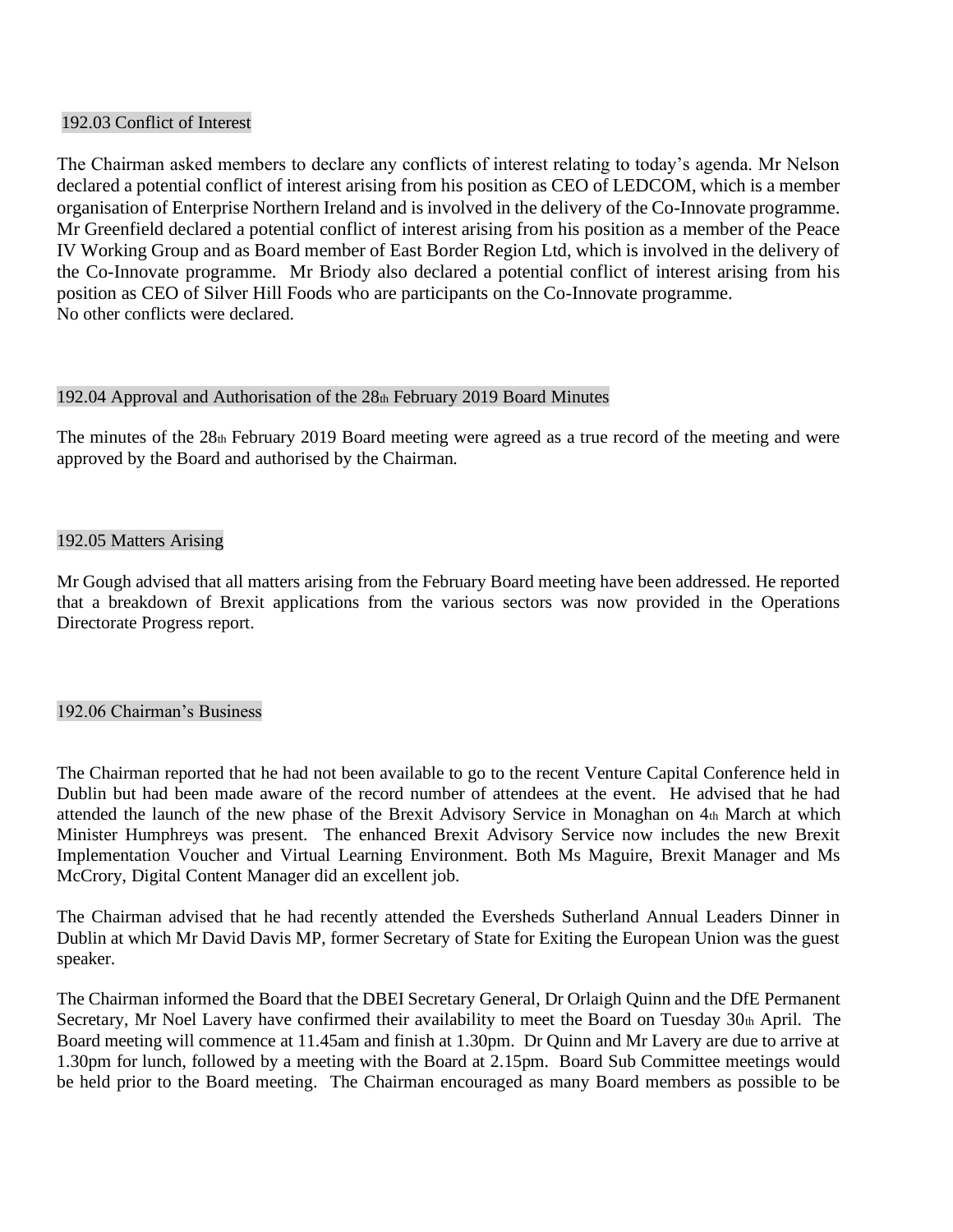## 192.03 Conflict of Interest

The Chairman asked members to declare any conflicts of interest relating to today's agenda. Mr Nelson declared a potential conflict of interest arising from his position as CEO of LEDCOM, which is a member organisation of Enterprise Northern Ireland and is involved in the delivery of the Co-Innovate programme. Mr Greenfield declared a potential conflict of interest arising from his position as a member of the Peace IV Working Group and as Board member of East Border Region Ltd, which is involved in the delivery of the Co-Innovate programme. Mr Briody also declared a potential conflict of interest arising from his position as CEO of Silver Hill Foods who are participants on the Co-Innovate programme.
No other conflicts were declared.

## 192.04 Approval and Authorisation of the 28th February 2019 Board Minutes

The minutes of the 28th February 2019 Board meeting were agreed as a true record of the meeting and were approved by the Board and authorised by the Chairman.

## 192.05 Matters Arising

Mr Gough advised that all matters arising from the February Board meeting have been addressed. He reported that a breakdown of Brexit applications from the various sectors was now provided in the Operations Directorate Progress report.

## 192.06 Chairman's Business

The Chairman reported that he had not been available to go to the recent Venture Capital Conference held in Dublin but had been made aware of the record number of attendees at the event. He advised that he had attended the launch of the new phase of the Brexit Advisory Service in Monaghan on 4th March at which Minister Humphreys was present. The enhanced Brexit Advisory Service now includes the new Brexit Implementation Voucher and Virtual Learning Environment. Both Ms Maguire, Brexit Manager and Ms McCrory, Digital Content Manager did an excellent job.

The Chairman advised that he had recently attended the Eversheds Sutherland Annual Leaders Dinner in Dublin at which Mr David Davis MP, former Secretary of State for Exiting the European Union was the guest speaker.

The Chairman informed the Board that the DBEI Secretary General, Dr Orlaigh Quinn and the DfE Permanent Secretary, Mr Noel Lavery have confirmed their availability to meet the Board on Tuesday 30th April. The Board meeting will commence at 11.45am and finish at 1.30pm. Dr Quinn and Mr Lavery are due to arrive at 1.30pm for lunch, followed by a meeting with the Board at 2.15pm. Board Sub Committee meetings would be held prior to the Board meeting. The Chairman encouraged as many Board members as possible to be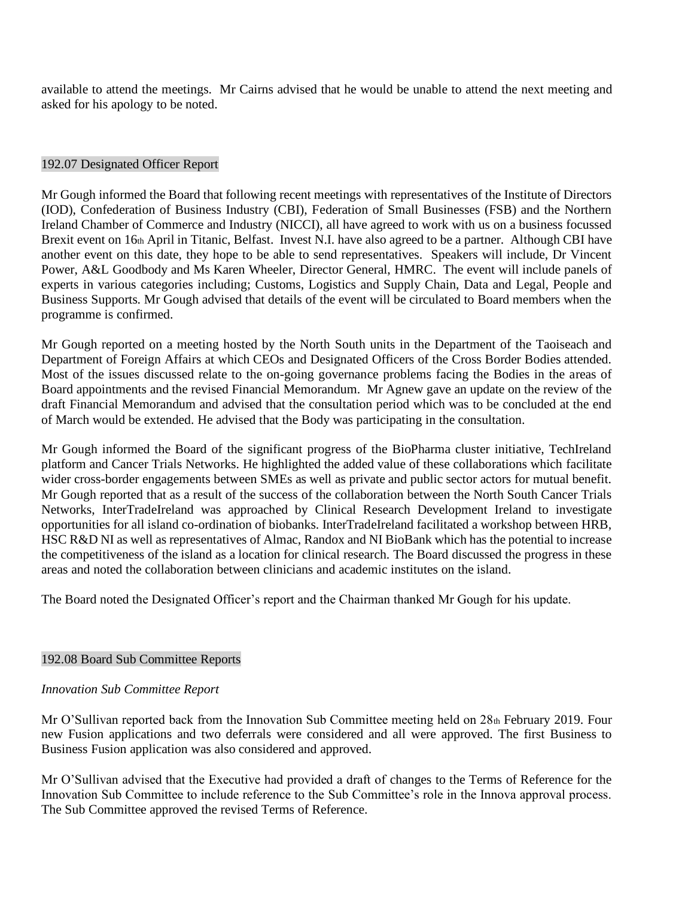available to attend the meetings. Mr Cairns advised that he would be unable to attend the next meeting and asked for his apology to be noted.

## 192.07 Designated Officer Report

Mr Gough informed the Board that following recent meetings with representatives of the Institute of Directors (IOD), Confederation of Business Industry (CBI), Federation of Small Businesses (FSB) and the Northern Ireland Chamber of Commerce and Industry (NICCI), all have agreed to work with us on a business focussed Brexit event on 16th April in Titanic, Belfast. Invest N.I. have also agreed to be a partner. Although CBI have another event on this date, they hope to be able to send representatives. Speakers will include, Dr Vincent Power, A&L Goodbody and Ms Karen Wheeler, Director General, HMRC. The event will include panels of experts in various categories including; Customs, Logistics and Supply Chain, Data and Legal, People and Business Supports. Mr Gough advised that details of the event will be circulated to Board members when the programme is confirmed.

Mr Gough reported on a meeting hosted by the North South units in the Department of the Taoiseach and Department of Foreign Affairs at which CEOs and Designated Officers of the Cross Border Bodies attended. Most of the issues discussed relate to the on-going governance problems facing the Bodies in the areas of Board appointments and the revised Financial Memorandum. Mr Agnew gave an update on the review of the draft Financial Memorandum and advised that the consultation period which was to be concluded at the end of March would be extended. He advised that the Body was participating in the consultation.

Mr Gough informed the Board of the significant progress of the BioPharma cluster initiative, TechIreland platform and Cancer Trials Networks. He highlighted the added value of these collaborations which facilitate wider cross-border engagements between SMEs as well as private and public sector actors for mutual benefit. Mr Gough reported that as a result of the success of the collaboration between the North South Cancer Trials Networks, InterTradeIreland was approached by Clinical Research Development Ireland to investigate opportunities for all island co-ordination of biobanks. InterTradeIreland facilitated a workshop between HRB, HSC R&D NI as well as representatives of Almac, Randox and NI BioBank which has the potential to increase the competitiveness of the island as a location for clinical research. The Board discussed the progress in these areas and noted the collaboration between clinicians and academic institutes on the island.

The Board noted the Designated Officer's report and the Chairman thanked Mr Gough for his update.

## 192.08 Board Sub Committee Reports

*Innovation Sub Committee Report*

Mr O'Sullivan reported back from the Innovation Sub Committee meeting held on 28th February 2019. Four new Fusion applications and two deferrals were considered and all were approved. The first Business to Business Fusion application was also considered and approved.

Mr O'Sullivan advised that the Executive had provided a draft of changes to the Terms of Reference for the Innovation Sub Committee to include reference to the Sub Committee's role in the Innova approval process. The Sub Committee approved the revised Terms of Reference.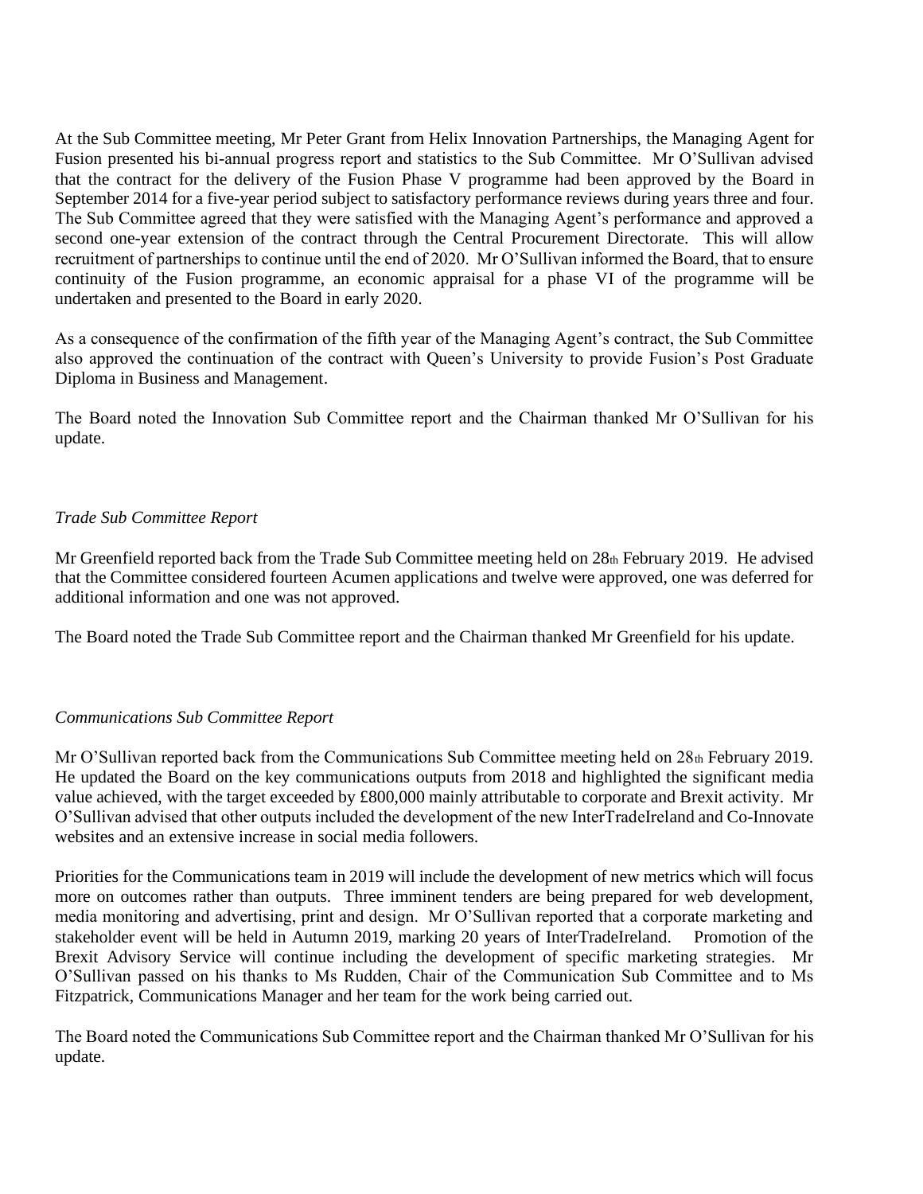At the Sub Committee meeting, Mr Peter Grant from Helix Innovation Partnerships, the Managing Agent for Fusion presented his bi-annual progress report and statistics to the Sub Committee. Mr O'Sullivan advised that the contract for the delivery of the Fusion Phase V programme had been approved by the Board in September 2014 for a five-year period subject to satisfactory performance reviews during years three and four. The Sub Committee agreed that they were satisfied with the Managing Agent's performance and approved a second one-year extension of the contract through the Central Procurement Directorate. This will allow recruitment of partnerships to continue until the end of 2020. Mr O'Sullivan informed the Board, that to ensure continuity of the Fusion programme, an economic appraisal for a phase VI of the programme will be undertaken and presented to the Board in early 2020.

As a consequence of the confirmation of the fifth year of the Managing Agent's contract, the Sub Committee also approved the continuation of the contract with Queen's University to provide Fusion's Post Graduate Diploma in Business and Management.

The Board noted the Innovation Sub Committee report and the Chairman thanked Mr O'Sullivan for his update.

*Trade Sub Committee Report*

Mr Greenfield reported back from the Trade Sub Committee meeting held on 28th February 2019. He advised that the Committee considered fourteen Acumen applications and twelve were approved, one was deferred for additional information and one was not approved.

The Board noted the Trade Sub Committee report and the Chairman thanked Mr Greenfield for his update.

*Communications Sub Committee Report*

Mr O'Sullivan reported back from the Communications Sub Committee meeting held on 28th February 2019. He updated the Board on the key communications outputs from 2018 and highlighted the significant media value achieved, with the target exceeded by £800,000 mainly attributable to corporate and Brexit activity. Mr O'Sullivan advised that other outputs included the development of the new InterTradeIreland and Co-Innovate websites and an extensive increase in social media followers.

Priorities for the Communications team in 2019 will include the development of new metrics which will focus more on outcomes rather than outputs. Three imminent tenders are being prepared for web development, media monitoring and advertising, print and design. Mr O'Sullivan reported that a corporate marketing and stakeholder event will be held in Autumn 2019, marking 20 years of InterTradeIreland. Promotion of the Brexit Advisory Service will continue including the development of specific marketing strategies. Mr O'Sullivan passed on his thanks to Ms Rudden, Chair of the Communication Sub Committee and to Ms Fitzpatrick, Communications Manager and her team for the work being carried out.

The Board noted the Communications Sub Committee report and the Chairman thanked Mr O'Sullivan for his update.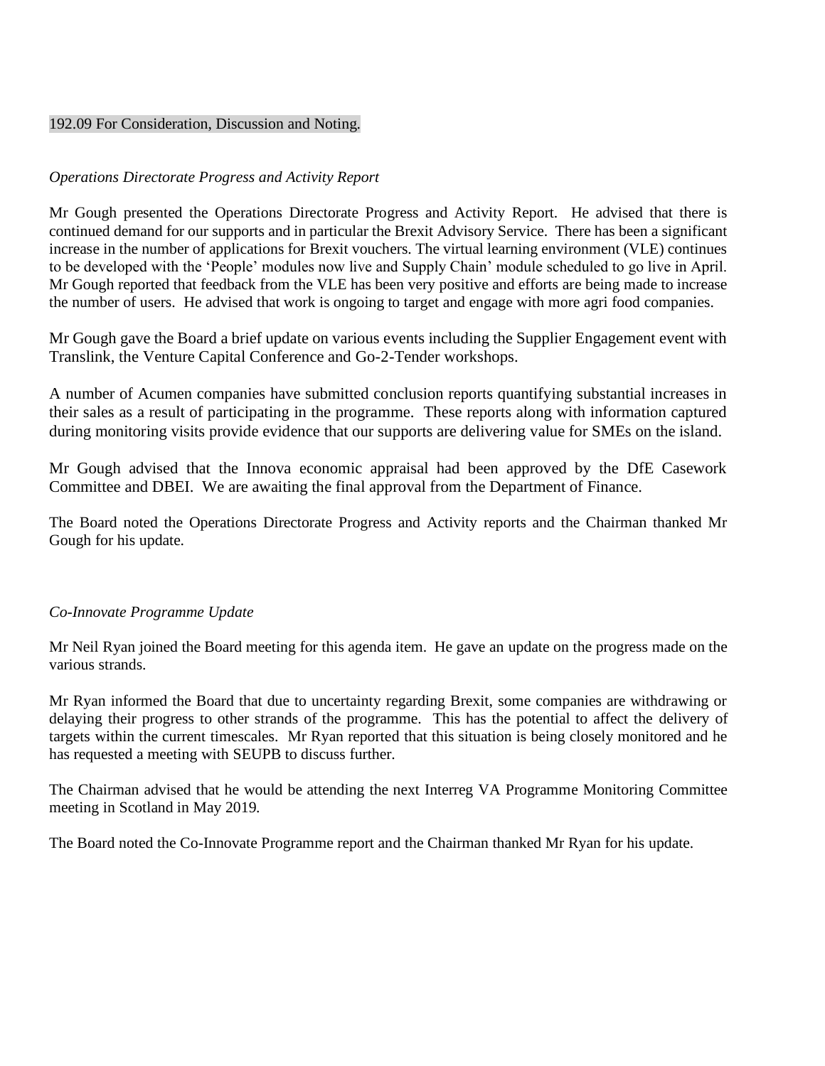192.09 For Consideration, Discussion and Noting.

*Operations Directorate Progress and Activity Report*

Mr Gough presented the Operations Directorate Progress and Activity Report. He advised that there is continued demand for our supports and in particular the Brexit Advisory Service. There has been a significant increase in the number of applications for Brexit vouchers. The virtual learning environment (VLE) continues to be developed with the 'People' modules now live and Supply Chain' module scheduled to go live in April. Mr Gough reported that feedback from the VLE has been very positive and efforts are being made to increase the number of users. He advised that work is ongoing to target and engage with more agri food companies.

Mr Gough gave the Board a brief update on various events including the Supplier Engagement event with Translink, the Venture Capital Conference and Go-2-Tender workshops.

A number of Acumen companies have submitted conclusion reports quantifying substantial increases in their sales as a result of participating in the programme. These reports along with information captured during monitoring visits provide evidence that our supports are delivering value for SMEs on the island.

Mr Gough advised that the Innova economic appraisal had been approved by the DfE Casework Committee and DBEI. We are awaiting the final approval from the Department of Finance.

The Board noted the Operations Directorate Progress and Activity reports and the Chairman thanked Mr Gough for his update.

*Co-Innovate Programme Update*

Mr Neil Ryan joined the Board meeting for this agenda item. He gave an update on the progress made on the various strands.

Mr Ryan informed the Board that due to uncertainty regarding Brexit, some companies are withdrawing or delaying their progress to other strands of the programme. This has the potential to affect the delivery of targets within the current timescales. Mr Ryan reported that this situation is being closely monitored and he has requested a meeting with SEUPB to discuss further.

The Chairman advised that he would be attending the next Interreg VA Programme Monitoring Committee meeting in Scotland in May 2019.

The Board noted the Co-Innovate Programme report and the Chairman thanked Mr Ryan for his update.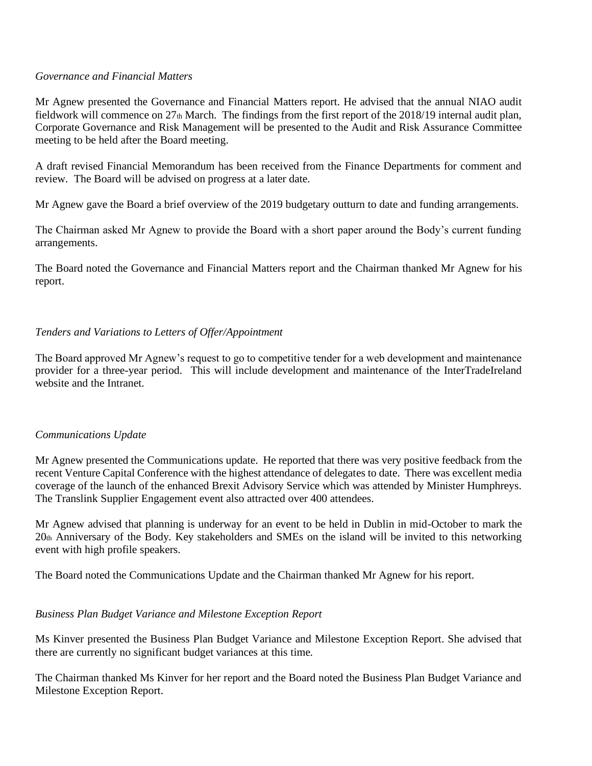*Governance and Financial Matters*

Mr Agnew presented the Governance and Financial Matters report. He advised that the annual NIAO audit fieldwork will commence on 27th March. The findings from the first report of the 2018/19 internal audit plan, Corporate Governance and Risk Management will be presented to the Audit and Risk Assurance Committee meeting to be held after the Board meeting.

A draft revised Financial Memorandum has been received from the Finance Departments for comment and review. The Board will be advised on progress at a later date.

Mr Agnew gave the Board a brief overview of the 2019 budgetary outturn to date and funding arrangements.

The Chairman asked Mr Agnew to provide the Board with a short paper around the Body's current funding arrangements.

The Board noted the Governance and Financial Matters report and the Chairman thanked Mr Agnew for his report.

*Tenders and Variations to Letters of Offer/Appointment*

The Board approved Mr Agnew's request to go to competitive tender for a web development and maintenance provider for a three-year period. This will include development and maintenance of the InterTradeIreland website and the Intranet.

*Communications Update*

Mr Agnew presented the Communications update. He reported that there was very positive feedback from the recent Venture Capital Conference with the highest attendance of delegates to date. There was excellent media coverage of the launch of the enhanced Brexit Advisory Service which was attended by Minister Humphreys. The Translink Supplier Engagement event also attracted over 400 attendees.

Mr Agnew advised that planning is underway for an event to be held in Dublin in mid-October to mark the 20th Anniversary of the Body. Key stakeholders and SMEs on the island will be invited to this networking event with high profile speakers.

The Board noted the Communications Update and the Chairman thanked Mr Agnew for his report.

*Business Plan Budget Variance and Milestone Exception Report*

Ms Kinver presented the Business Plan Budget Variance and Milestone Exception Report. She advised that there are currently no significant budget variances at this time.

The Chairman thanked Ms Kinver for her report and the Board noted the Business Plan Budget Variance and Milestone Exception Report.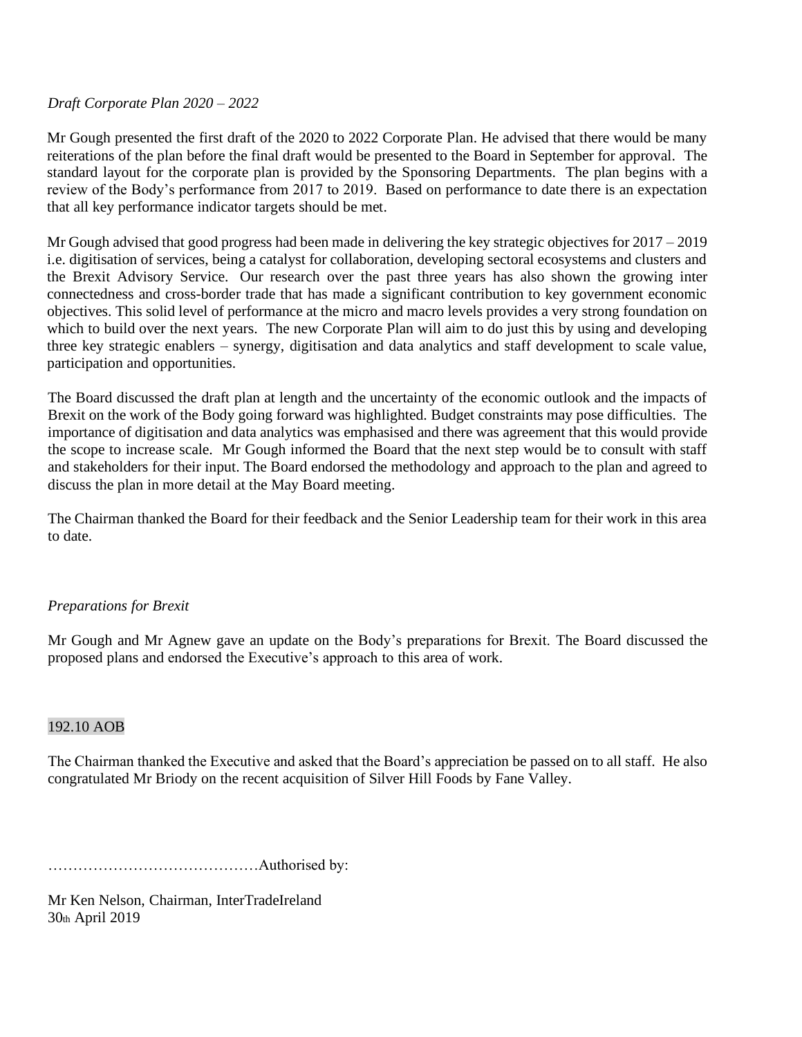*Draft Corporate Plan 2020 – 2022*

Mr Gough presented the first draft of the 2020 to 2022 Corporate Plan. He advised that there would be many reiterations of the plan before the final draft would be presented to the Board in September for approval. The standard layout for the corporate plan is provided by the Sponsoring Departments. The plan begins with a review of the Body's performance from 2017 to 2019. Based on performance to date there is an expectation that all key performance indicator targets should be met.

Mr Gough advised that good progress had been made in delivering the key strategic objectives for 2017 – 2019 i.e. digitisation of services, being a catalyst for collaboration, developing sectoral ecosystems and clusters and the Brexit Advisory Service. Our research over the past three years has also shown the growing inter connectedness and cross-border trade that has made a significant contribution to key government economic objectives. This solid level of performance at the micro and macro levels provides a very strong foundation on which to build over the next years. The new Corporate Plan will aim to do just this by using and developing three key strategic enablers – synergy, digitisation and data analytics and staff development to scale value, participation and opportunities.

The Board discussed the draft plan at length and the uncertainty of the economic outlook and the impacts of Brexit on the work of the Body going forward was highlighted. Budget constraints may pose difficulties. The importance of digitisation and data analytics was emphasised and there was agreement that this would provide the scope to increase scale. Mr Gough informed the Board that the next step would be to consult with staff and stakeholders for their input. The Board endorsed the methodology and approach to the plan and agreed to discuss the plan in more detail at the May Board meeting.

The Chairman thanked the Board for their feedback and the Senior Leadership team for their work in this area to date.

*Preparations for Brexit*

Mr Gough and Mr Agnew gave an update on the Body's preparations for Brexit. The Board discussed the proposed plans and endorsed the Executive's approach to this area of work.

192.10 AOB

The Chairman thanked the Executive and asked that the Board's appreciation be passed on to all staff. He also congratulated Mr Briody on the recent acquisition of Silver Hill Foods by Fane Valley.

……………………………………Authorised by:

Mr Ken Nelson, Chairman, InterTradeIreland
30th April 2019